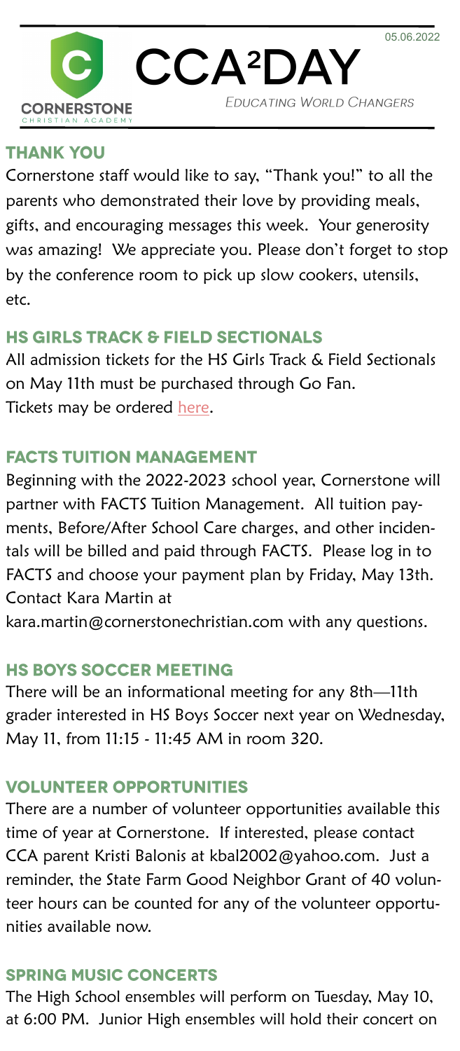05.06.2022

# CCA²DAY

*Educating World Changers*

## THANK YOU

Cornerstone staff would like to say, "Thank you!" to all the parents who demonstrated their love by providing meals, gifts, and encouraging messages this week. Your generosity was amazing! We appreciate you. Please don't forget to stop by the conference room to pick up slow cookers, utensils, etc.

## HS GIRLS TRACK & FIELD SECTIONALS

All admission tickets for the HS Girls Track & Field Sectionals on May 11th must be purchased through Go Fan. Tickets may be ordered here.

## FACTS TUITION MANAGEMENT

Beginning with the 2022-2023 school year, Cornerstone will partner with FACTS Tuition Management. All tuition payments, Before/After School Care charges, and other incidentals will be billed and paid through FACTS. Please log in to FACTS and choose your payment plan by Friday, May 13th. Contact Kara Martin at kara.martin@cornerstonechristian.com with any questions.

## HS BOYS SOCCER MEETING

There will be an informational meeting for any 8th—11th grader interested in HS Boys Soccer next year on Wednesday, May 11, from 11:15 - 11:45 AM in room 320.

## VOLUNTEER OPPORTUNITIES

There are a number of volunteer opportunities available this time of year at Cornerstone. If interested, please contact CCA parent Kristi Balonis at kbal2002@yahoo.com. Just a reminder, the State Farm Good Neighbor Grant of 40 volunteer hours can be counted for any of the volunteer opportunities available now.

## SPRING MUSIC CONCERTS

The High School ensembles will perform on Tuesday, May 10, at 6:00 PM. Junior High ensembles will hold their concert on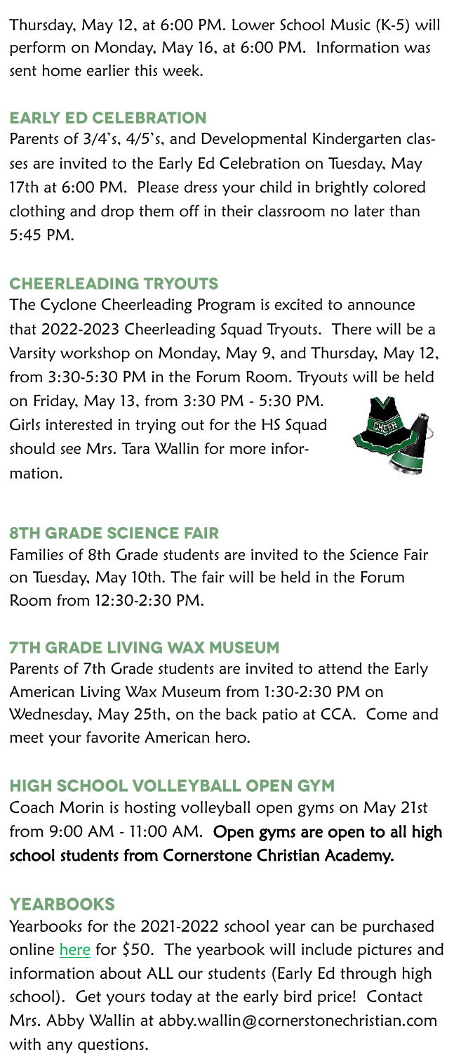Thursday, May 12, at 6:00 PM. Lower School Music (K-5) will perform on Monday, May 16, at 6:00 PM. Information was sent home earlier this week.

## EARLY ED CELEBRATION

Parents of 3/4's, 4/5's, and Developmental Kindergarten classes are invited to the Early Ed Celebration on Tuesday, May 17th at 6:00 PM. Please dress your child in brightly colored clothing and drop them off in their classroom no later than 5:45 PM.

## CHEERLEADING TRYOUTS

The Cyclone Cheerleading Program is excited to announce that 2022-2023 Cheerleading Squad Tryouts. There will be a Varsity workshop on Monday, May 9, and Thursday, May 12, from 3:30-5:30 PM in the Forum Room. Tryouts will be held on Friday, May 13, from 3:30 PM - 5:30 PM. Girls interested in trying out for the HS Squad should see Mrs. Tara Wallin for more information.

## 8TH GRADE SCIENCE FAIR

Families of 8th Grade students are invited to the Science Fair on Tuesday, May 10th. The fair will be held in the Forum Room from 12:30-2:30 PM.

## 7TH GRADE LIVING WAX MUSEUM

Parents of 7th Grade students are invited to attend the Early American Living Wax Museum from 1:30-2:30 PM on Wednesday, May 25th, on the back patio at CCA. Come and meet your favorite American hero.

## HIGH SCHOOL VOLLEYBALL OPEN GYM

Coach Morin is hosting volleyball open gyms on May 21st from 9:00 AM - 11:00 AM. **Open gyms are open to all high school students from Cornerstone Christian Academy.**

## YEARBOOKS

Yearbooks for the 2021-2022 school year can be purchased online here for $50. The yearbook will include pictures and information about ALL our students (Early Ed through high school). Get yours today at the early bird price! Contact Mrs. Abby Wallin at abby.wallin@cornerstonechristian.com with any questions.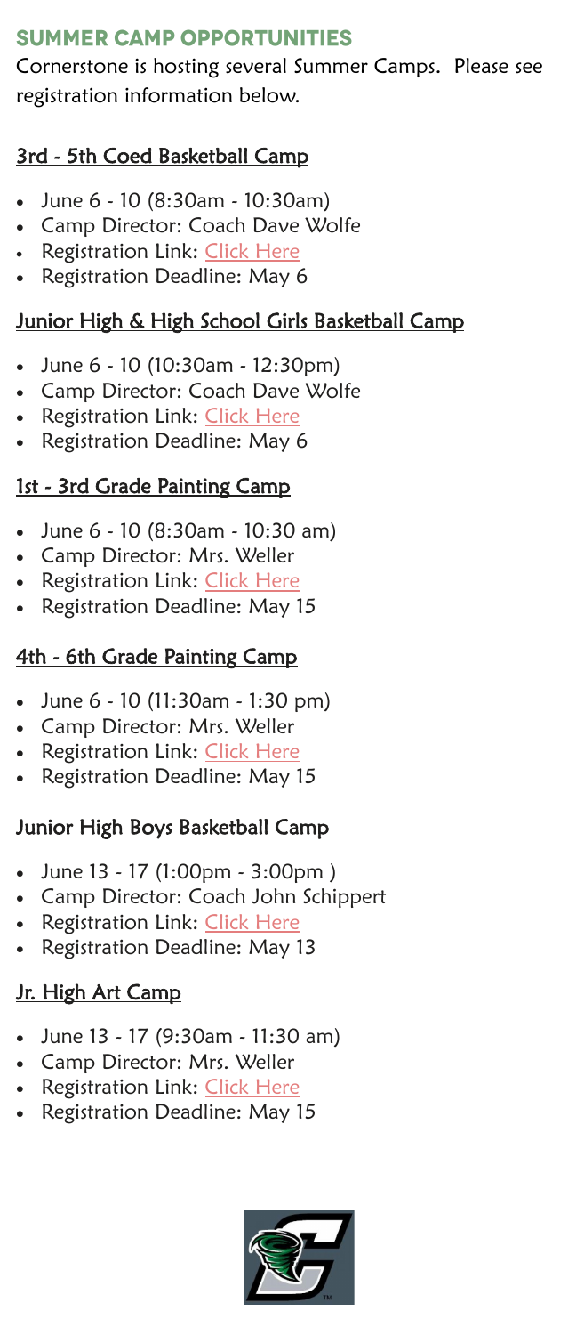## SUMMER CAMP OPPORTUNITIES

Cornerstone is hosting several Summer Camps. Please see registration information below.

### 3rd - 5th Coed Basketball Camp

- June 6 - 10 (8:30am - 10:30am)
- Camp Director: Coach Dave Wolfe
- Registration Link: Click Here
- Registration Deadline: May 6

### Junior High & High School Girls Basketball Camp

- June 6 - 10 (10:30am - 12:30pm)
- Camp Director: Coach Dave Wolfe
- Registration Link: Click Here
- Registration Deadline: May 6

### 1st - 3rd Grade Painting Camp

- June 6 - 10 (8:30am - 10:30 am)
- Camp Director: Mrs. Weller
- Registration Link: Click Here
- Registration Deadline: May 15

### 4th - 6th Grade Painting Camp

- June 6 - 10 (11:30am - 1:30 pm)
- Camp Director: Mrs. Weller
- Registration Link: Click Here
- Registration Deadline: May 15

### Junior High Boys Basketball Camp

- June 13 - 17 (1:00pm - 3:00pm )
- Camp Director: Coach John Schippert
- Registration Link: Click Here
- Registration Deadline: May 13

### Jr. High Art Camp

- June 13 - 17 (9:30am - 11:30 am)
- Camp Director: Mrs. Weller
- Registration Link: Click Here
- Registration Deadline: May 15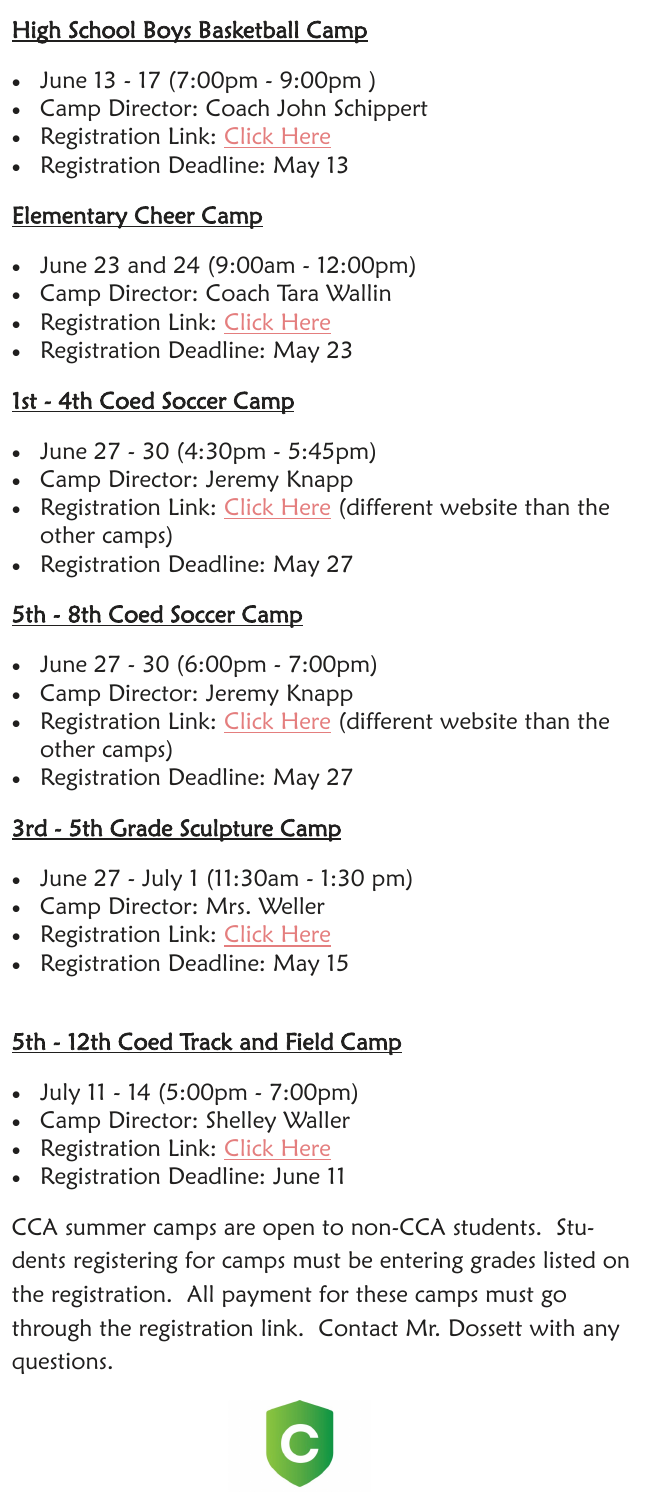## High School Boys Basketball Camp

- June 13 - 17 (7:00pm - 9:00pm )
- Camp Director: Coach John Schippert
- Registration Link: Click Here
- Registration Deadline: May 13

## Elementary Cheer Camp

- June 23 and 24 (9:00am - 12:00pm)
- Camp Director: Coach Tara Wallin
- Registration Link: Click Here
- Registration Deadline: May 23

## 1st - 4th Coed Soccer Camp

- June 27 - 30 (4:30pm - 5:45pm)
- Camp Director: Jeremy Knapp
- Registration Link: Click Here (different website than the other camps)
- Registration Deadline: May 27

## 5th - 8th Coed Soccer Camp

- June 27 - 30 (6:00pm - 7:00pm)
- Camp Director: Jeremy Knapp
- Registration Link: Click Here (different website than the other camps)
- Registration Deadline: May 27

## 3rd - 5th Grade Sculpture Camp

- June 27 - July 1 (11:30am - 1:30 pm)
- Camp Director: Mrs. Weller
- Registration Link: Click Here
- Registration Deadline: May 15

## 5th - 12th Coed Track and Field Camp

- July 11 - 14 (5:00pm - 7:00pm)
- Camp Director: Shelley Waller
- Registration Link: Click Here
- Registration Deadline: June 11

CCA summer camps are open to non-CCA students. Students registering for camps must be entering grades listed on the registration. All payment for these camps must go through the registration link. Contact Mr. Dossett with any questions.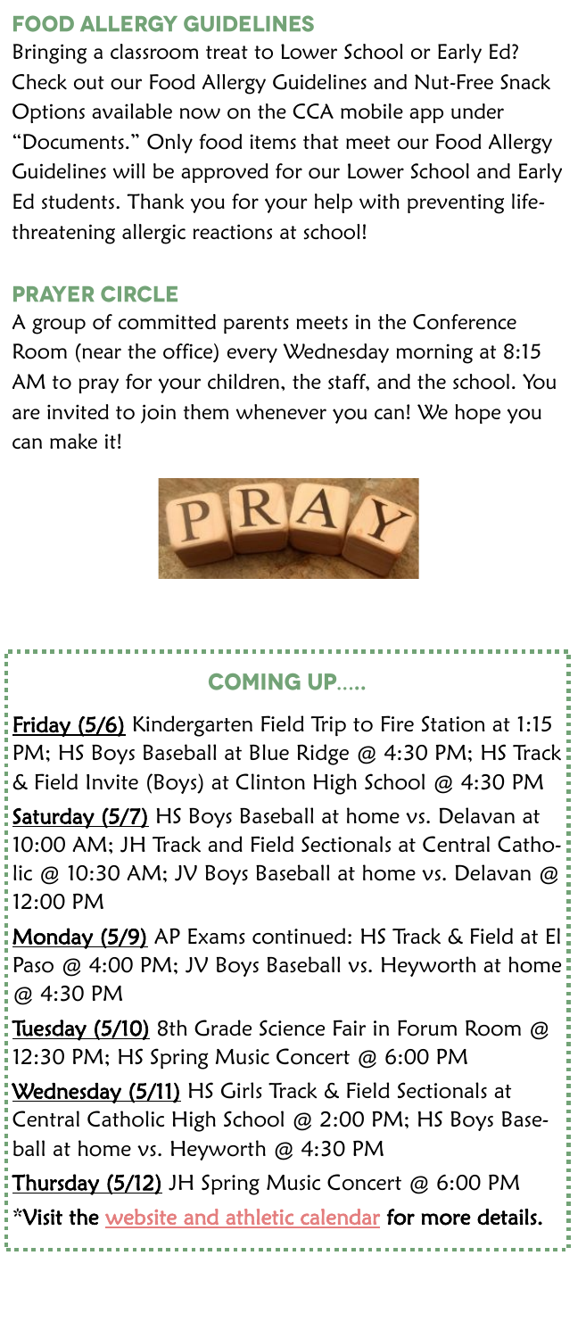## FOOD ALLERGY GUIDELINES

Bringing a classroom treat to Lower School or Early Ed? Check out our Food Allergy Guidelines and Nut-Free Snack Options available now on the CCA mobile app under "Documents." Only food items that meet our Food Allergy Guidelines will be approved for our Lower School and Early Ed students. Thank you for your help with preventing life-threatening allergic reactions at school!

## PRAYER CIRCLE

A group of committed parents meets in the Conference Room (near the office) every Wednesday morning at 8:15 AM to pray for your children, the staff, and the school. You are invited to join them whenever you can! We hope you can make it!

## COMING UP.....

**Friday (5/6)** Kindergarten Field Trip to Fire Station at 1:15 PM; HS Boys Baseball at Blue Ridge @ 4:30 PM; HS Track & Field Invite (Boys) at Clinton High School @ 4:30 PM

**Saturday (5/7)** HS Boys Baseball at home vs. Delavan at 10:00 AM; JH Track and Field Sectionals at Central Catholic @ 10:30 AM; JV Boys Baseball at home vs. Delavan @ 12:00 PM

**Monday (5/9)** AP Exams continued: HS Track & Field at El Paso @ 4:00 PM; JV Boys Baseball vs. Heyworth at home @ 4:30 PM

**Tuesday (5/10)** 8th Grade Science Fair in Forum Room @ 12:30 PM; HS Spring Music Concert @ 6:00 PM

**Wednesday (5/11)** HS Girls Track & Field Sectionals at Central Catholic High School @ 2:00 PM; HS Boys Baseball at home vs. Heyworth @ 4:30 PM

**Thursday (5/12)** JH Spring Music Concert @ 6:00 PM

**\*Visit the website and athletic calendar for more details.**